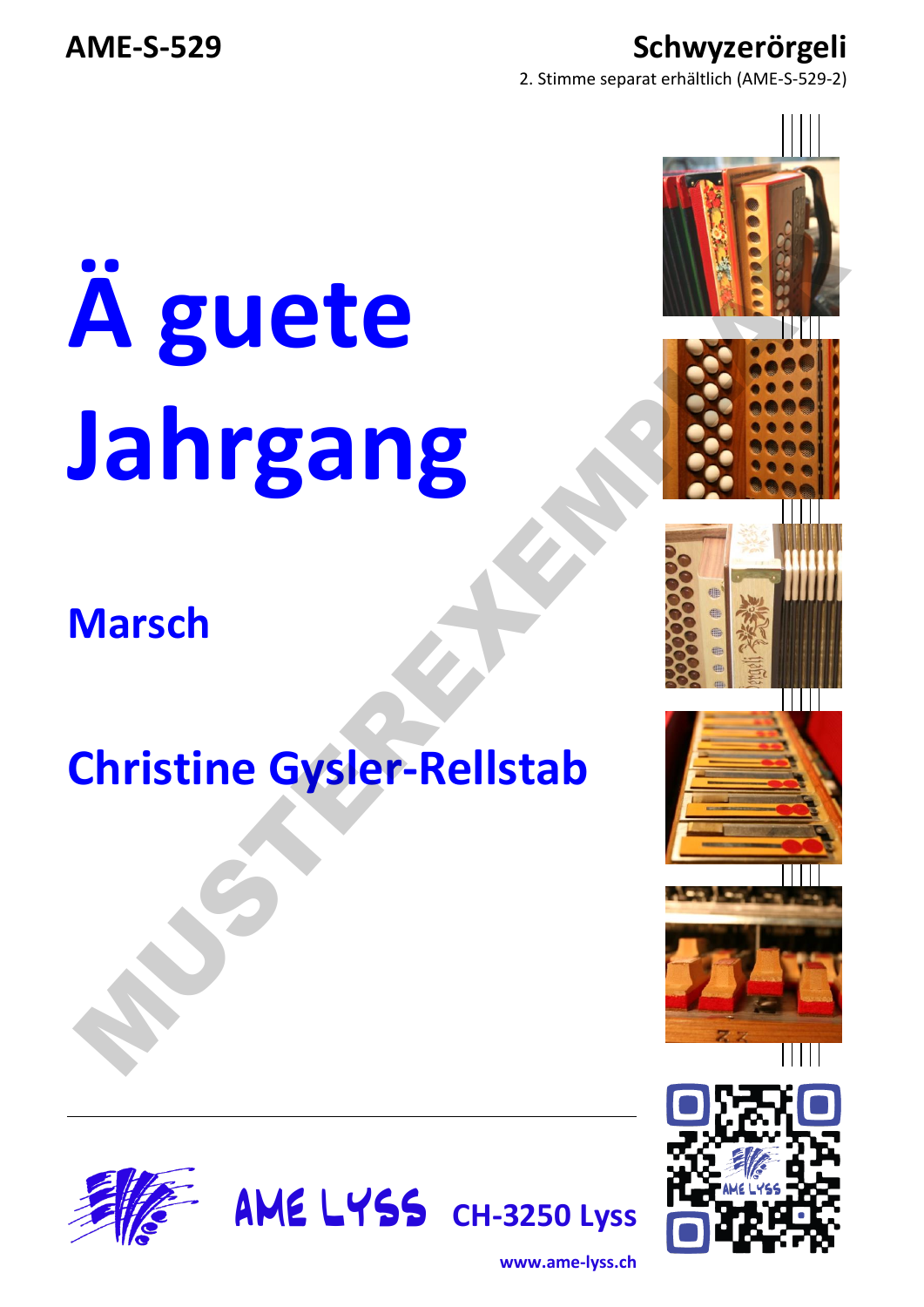AME-S-529

**Schwyzerörgeli**

2. Stimme separat erhältlich (AME-S-529-2)

# Ä guete Jahrgang

## Marsch

## Christine Gysler-Rellstab

MUSTEREXEMPLAR

AME LYSS CH-3250 Lyss

www.ame-lyss.ch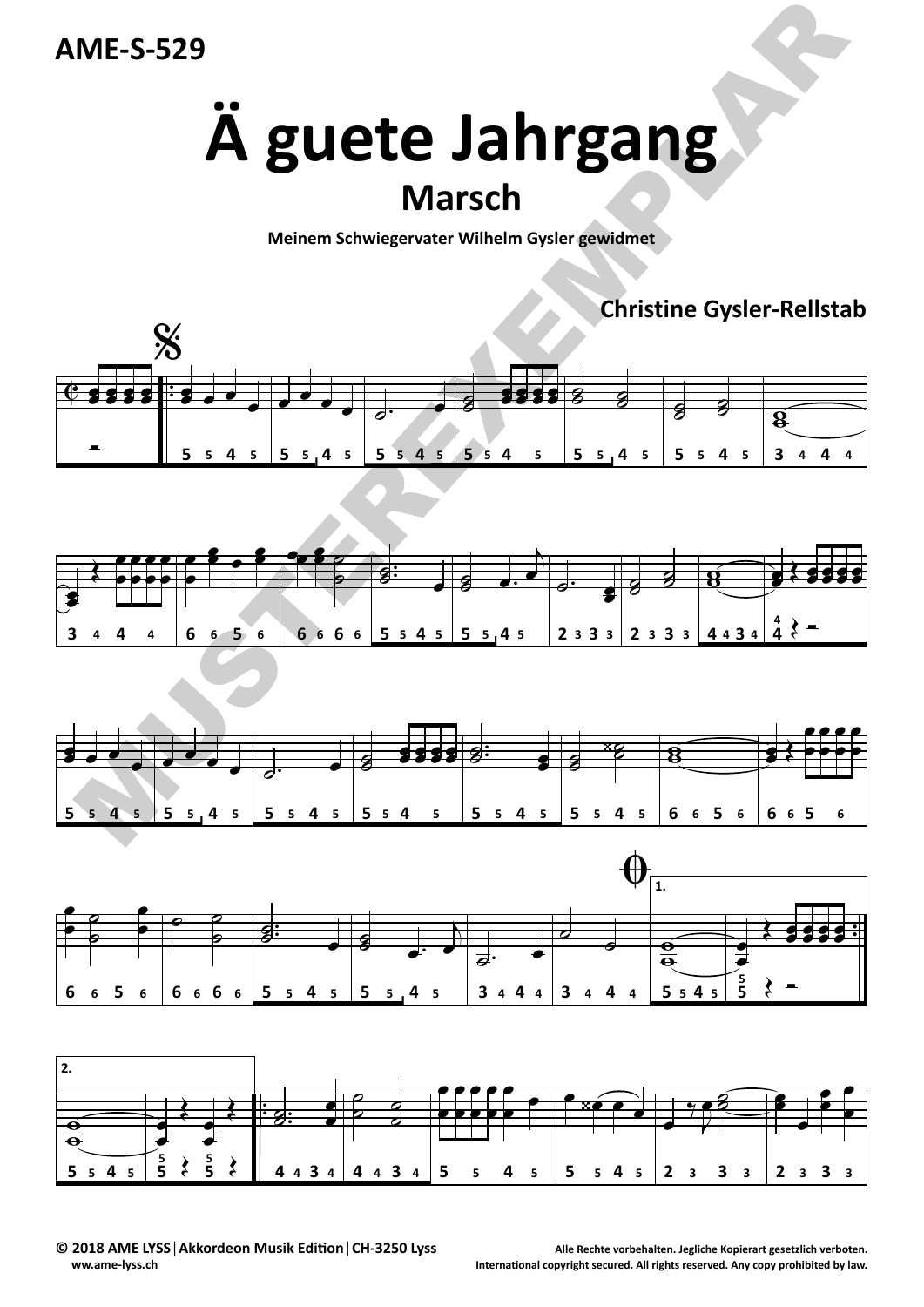AME-S-529

# Ä guete Jahrgang

## Marsch

**Meinem Schwiegervater Wilhelm Gysler gewidmet**

**Christine Gysler-Rellstab**

© 2018 AME LYSS | Akkordeon Musik Edition | CH-3250 Lyss
www.ame-lyss.ch

Alle Rechte vorbehalten. Jegliche Kopierart gesetzlich verboten.
International copyright secured. All rights reserved. Any copy prohibited by law.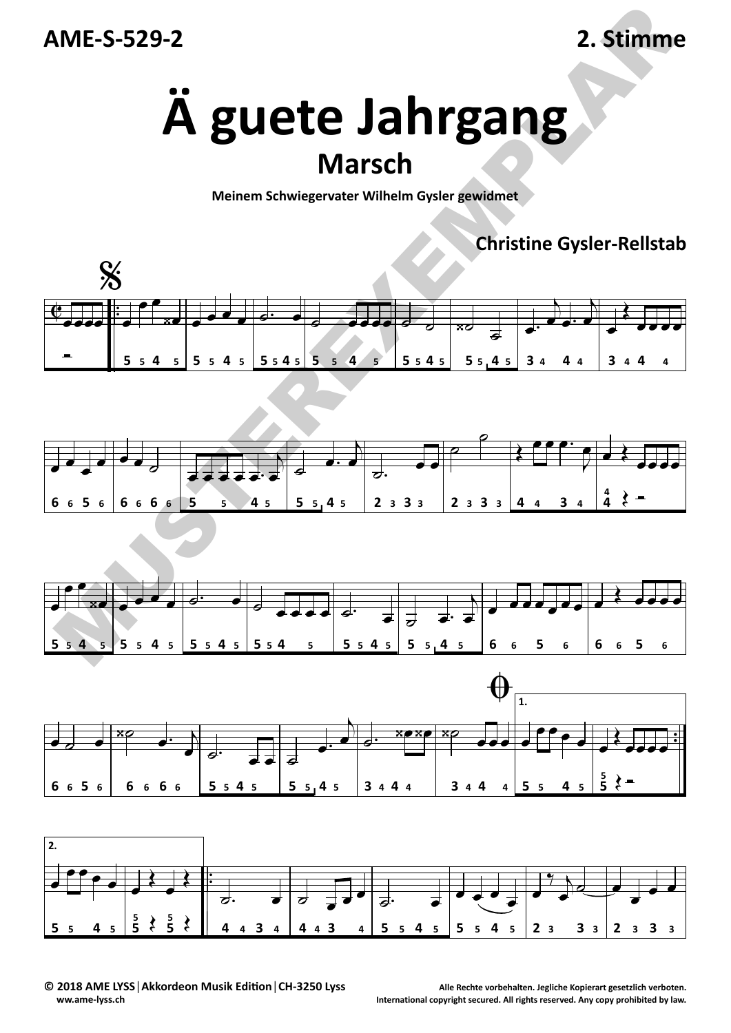AME-S-529-2

**2. Stimme**

# Ä guete Jahrgang

## Marsch

**Meinem Schwiegervater Wilhelm Gysler gewidmet**

**Christine Gysler-Rellstab**

© 2018 AME LYSS | Akkordeon Musik Edition | CH-3250 Lyss
www.ame-lyss.ch

Alle Rechte vorbehalten. Jegliche Kopierart gesetzlich verboten.
International copyright secured. All rights reserved. Any copy prohibited by law.